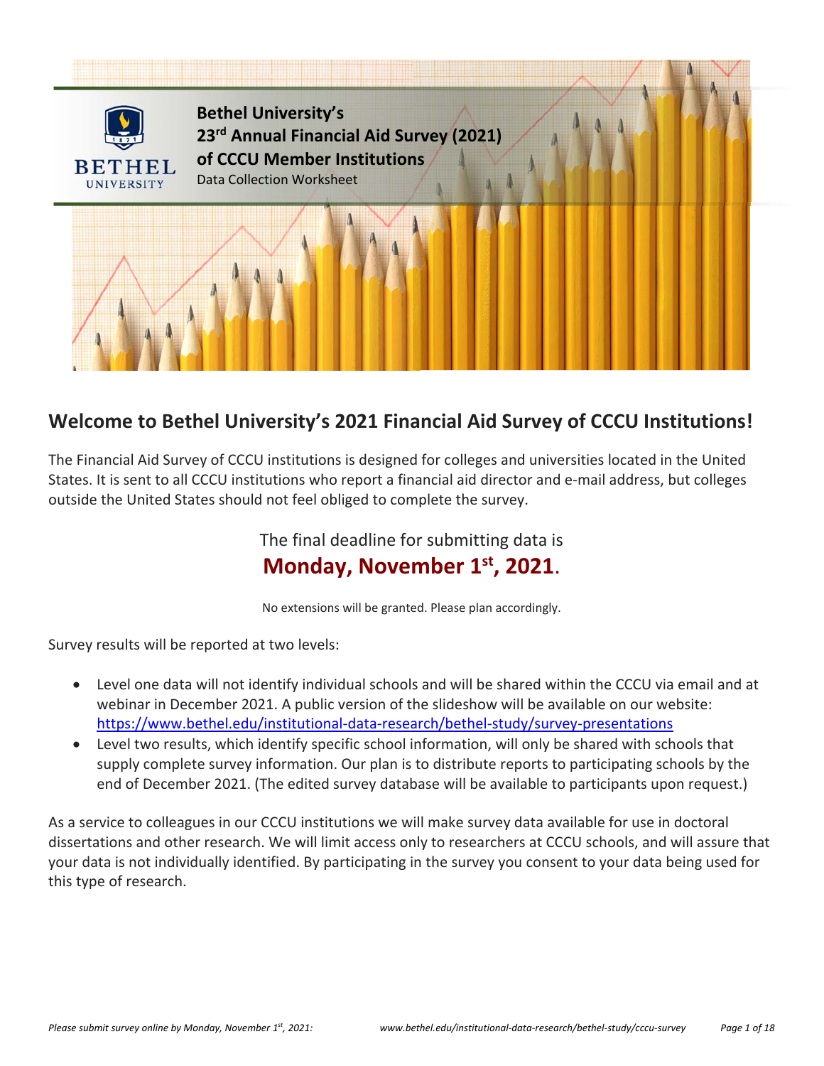# Bethel University's 23rd Annual Financial Aid Survey (2021) of CCCU Member Institutions

Data Collection Worksheet

## Welcome to Bethel University's 2021 Financial Aid Survey of CCCU Institutions!

The Financial Aid Survey of CCCU institutions is designed for colleges and universities located in the United States. It is sent to all CCCU institutions who report a financial aid director and e-mail address, but colleges outside the United States should not feel obliged to complete the survey.

The final deadline for submitting data is
**Monday, November 1st, 2021.**

No extensions will be granted. Please plan accordingly.

Survey results will be reported at two levels:

- Level one data will not identify individual schools and will be shared within the CCCU via email and at webinar in December 2021. A public version of the slideshow will be available on our website: https://www.bethel.edu/institutional-data-research/bethel-study/survey-presentations
- Level two results, which identify specific school information, will only be shared with schools that supply complete survey information. Our plan is to distribute reports to participating schools by the end of December 2021. (The edited survey database will be available to participants upon request.)

As a service to colleagues in our CCCU institutions we will make survey data available for use in doctoral dissertations and other research. We will limit access only to researchers at CCCU schools, and will assure that your data is not individually identified. By participating in the survey you consent to your data being used for this type of research.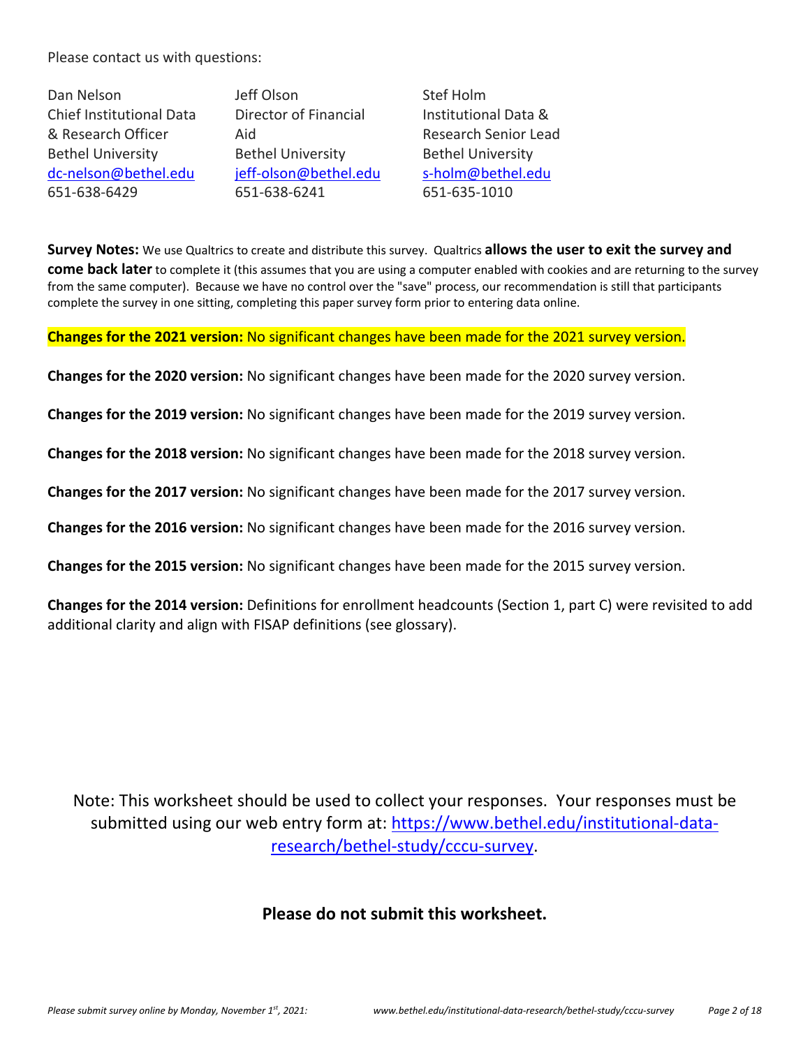Please contact us with questions:

| Dan Nelson | Jeff Olson | Stef Holm |
|---|---|---|
| Chief Institutional Data & Research Officer | Director of Financial Aid | Institutional Data & Research Senior Lead |
| Bethel University | Bethel University | Bethel University |
| [dc-nelson@bethel.edu](mailto:dc-nelson@bethel.edu) | [jeff-olson@bethel.edu](mailto:jeff-olson@bethel.edu) | [s-holm@bethel.edu](mailto:s-holm@bethel.edu) |
| 651-638-6429 | 651-638-6241 | 651-635-1010 |

**Survey Notes:** We use Qualtrics to create and distribute this survey. Qualtrics **allows the user to exit the survey and come back later** to complete it (this assumes that you are using a computer enabled with cookies and are returning to the survey from the same computer). Because we have no control over the "save" process, our recommendation is still that participants complete the survey in one sitting, completing this paper survey form prior to entering data online.

**Changes for the 2021 version:** No significant changes have been made for the 2021 survey version.

**Changes for the 2020 version:** No significant changes have been made for the 2020 survey version.

**Changes for the 2019 version:** No significant changes have been made for the 2019 survey version.

**Changes for the 2018 version:** No significant changes have been made for the 2018 survey version.

**Changes for the 2017 version:** No significant changes have been made for the 2017 survey version.

**Changes for the 2016 version:** No significant changes have been made for the 2016 survey version.

**Changes for the 2015 version:** No significant changes have been made for the 2015 survey version.

**Changes for the 2014 version:** Definitions for enrollment headcounts (Section 1, part C) were revisited to add additional clarity and align with FISAP definitions (see glossary).

Note: This worksheet should be used to collect your responses. Your responses must be submitted using our web entry form at: [https://www.bethel.edu/institutional-data-research/bethel-study/cccu-survey](https://www.bethel.edu/institutional-data-research/bethel-study/cccu-survey).

**Please do not submit this worksheet.**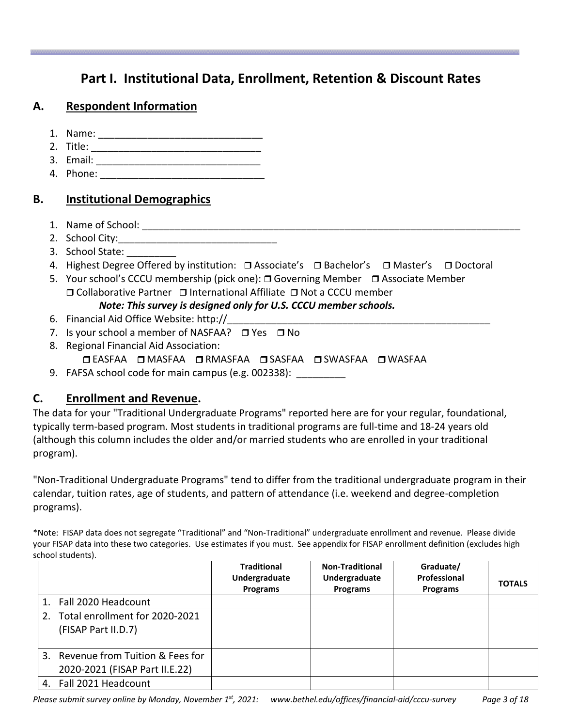# Part I. Institutional Data, Enrollment, Retention & Discount Rates

## A. Respondent Information

1. Name: ______________________________
2. Title: ______________________________
3. Email: ______________________________
4. Phone: ______________________________

## B. Institutional Demographics

1. Name of School: ______________________________________________________________________
2. School City:_____________________________
3. School State: _________
4. Highest Degree Offered by institution: ❒ Associate's ❒ Bachelor's ❒ Master's ❒ Doctoral
5. Your school's CCCU membership (pick one): ❒ Governing Member ❒ Associate Member ❒ Collaborative Partner ❒ International Affiliate ❒ Not a CCCU member

   ***Note: This survey is designed only for U.S. CCCU member schools.***
6. Financial Aid Office Website: http://__________________________________________________
7. Is your school a member of NASFAA? ❒ Yes ❒ No
8. Regional Financial Aid Association:

   ❒ EASFAA ❒ MASFAA ❒ RMASFAA ❒ SASFAA ❒ SWASFAA ❒ WASFAA
9. FAFSA school code for main campus (e.g. 002338): _________

## C. Enrollment and Revenue.

The data for your "Traditional Undergraduate Programs" reported here are for your regular, foundational, typically term-based program. Most students in traditional programs are full-time and 18-24 years old (although this column includes the older and/or married students who are enrolled in your traditional program).

"Non-Traditional Undergraduate Programs" tend to differ from the traditional undergraduate program in their calendar, tuition rates, age of students, and pattern of attendance (i.e. weekend and degree-completion programs).

*Note: FISAP data does not segregate "Traditional" and "Non-Traditional" undergraduate enrollment and revenue. Please divide your FISAP data into these two categories. Use estimates if you must. See appendix for FISAP enrollment definition (excludes high school students).

| | Traditional Undergraduate Programs | Non-Traditional Undergraduate Programs | Graduate/ Professional Programs | TOTALS |
|---|---|---|---|---|
| 1. Fall 2020 Headcount | | | | |
| 2. Total enrollment for 2020-2021 (FISAP Part II.D.7) | | | | |
| 3. Revenue from Tuition & Fees for 2020-2021 (FISAP Part II.E.22) | | | | |
| 4. Fall 2021 Headcount | | | | |

*Please submit survey online by Monday, November 1st, 2021: www.bethel.edu/offices/financial-aid/cccu-survey*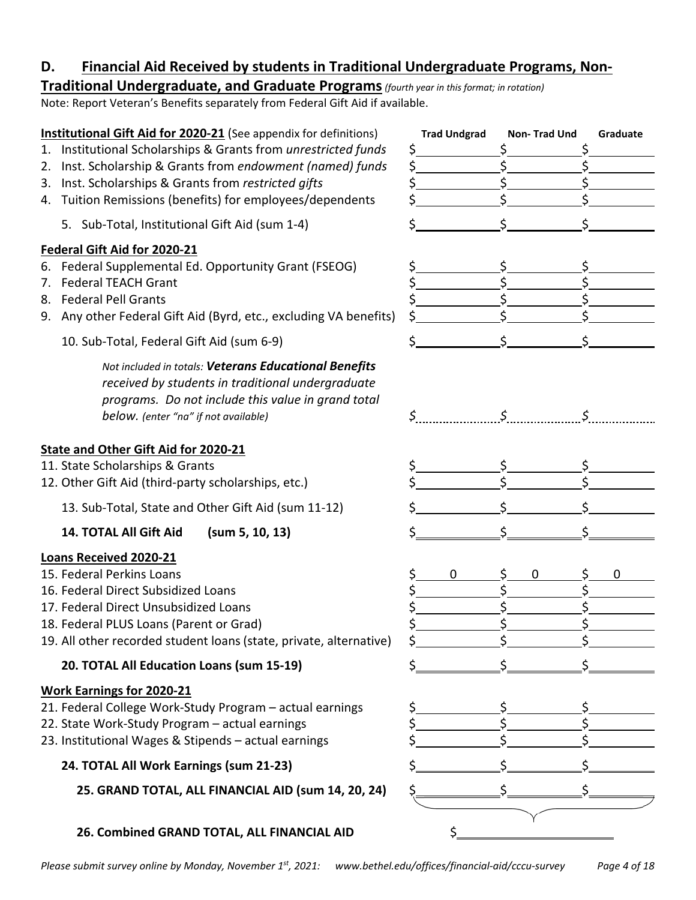## D. Financial Aid Received by students in Traditional Undergraduate Programs, Non-Traditional Undergraduate, and Graduate Programs *(fourth year in this format; in rotation)*

Note: Report Veteran's Benefits separately from Federal Gift Aid if available.

| **Institutional Gift Aid for 2020-21** (See appendix for definitions) | **Trad Undgrad** | **Non- Trad Und** | **Graduate** |
|---|---|---|---|
| 1. Institutional Scholarships & Grants from *unrestricted funds* | $ | $ | $ |
| 2. Inst. Scholarship & Grants from *endowment (named) funds* | $ | $ | $ |
| 3. Inst. Scholarships & Grants from *restricted gifts* | $ | $ | $ |
| 4. Tuition Remissions (benefits) for employees/dependents | $ | $ | $ |
| 5. Sub-Total, Institutional Gift Aid (sum 1-4) | $ | $ | $ |
| **Federal Gift Aid for 2020-21** | | | |
| 6. Federal Supplemental Ed. Opportunity Grant (FSEOG) | $ | $ | $ |
| 7. Federal TEACH Grant | $ | $ | $ |
| 8. Federal Pell Grants | $ | $ | $ |
| 9. Any other Federal Gift Aid (Byrd, etc., excluding VA benefits) | $ | $ | $ |
| 10. Sub-Total, Federal Gift Aid (sum 6-9) | $ | $ | $ |
| *Not included in totals: **Veterans Educational Benefits** received by students in traditional undergraduate programs. Do not include this value in grand total below. (enter "na" if not available)* | $ | $ | $ |
| **State and Other Gift Aid for 2020-21** | | | |
| 11. State Scholarships & Grants | $ | $ | $ |
| 12. Other Gift Aid (third-party scholarships, etc.) | $ | $ | $ |
| 13. Sub-Total, State and Other Gift Aid (sum 11-12) | $ | $ | $ |
| **14. TOTAL All Gift Aid (sum 5, 10, 13)** | $ | $ | $ |
| **Loans Received 2020-21** | | | |
| 15. Federal Perkins Loans | $ 0 | $ 0 | $ 0 |
| 16. Federal Direct Subsidized Loans | $ | $ | $ |
| 17. Federal Direct Unsubsidized Loans | $ | $ | $ |
| 18. Federal PLUS Loans (Parent or Grad) | $ | $ | $ |
| 19. All other recorded student loans (state, private, alternative) | $ | $ | $ |
| **20. TOTAL All Education Loans (sum 15-19)** | $ | $ | $ |
| **Work Earnings for 2020-21** | | | |
| 21. Federal College Work-Study Program – actual earnings | $ | $ | $ |
| 22. State Work-Study Program – actual earnings | $ | $ | $ |
| 23. Institutional Wages & Stipends – actual earnings | $ | $ | $ |
| **24. TOTAL All Work Earnings (sum 21-23)** | $ | $ | $ |
| **25. GRAND TOTAL, ALL FINANCIAL AID (sum 14, 20, 24)** | $ | $ | $ |
| **26. Combined GRAND TOTAL, ALL FINANCIAL AID** | $ | | |

*Please submit survey online by Monday, November 1st, 2021: www.bethel.edu/offices/financial-aid/cccu-survey*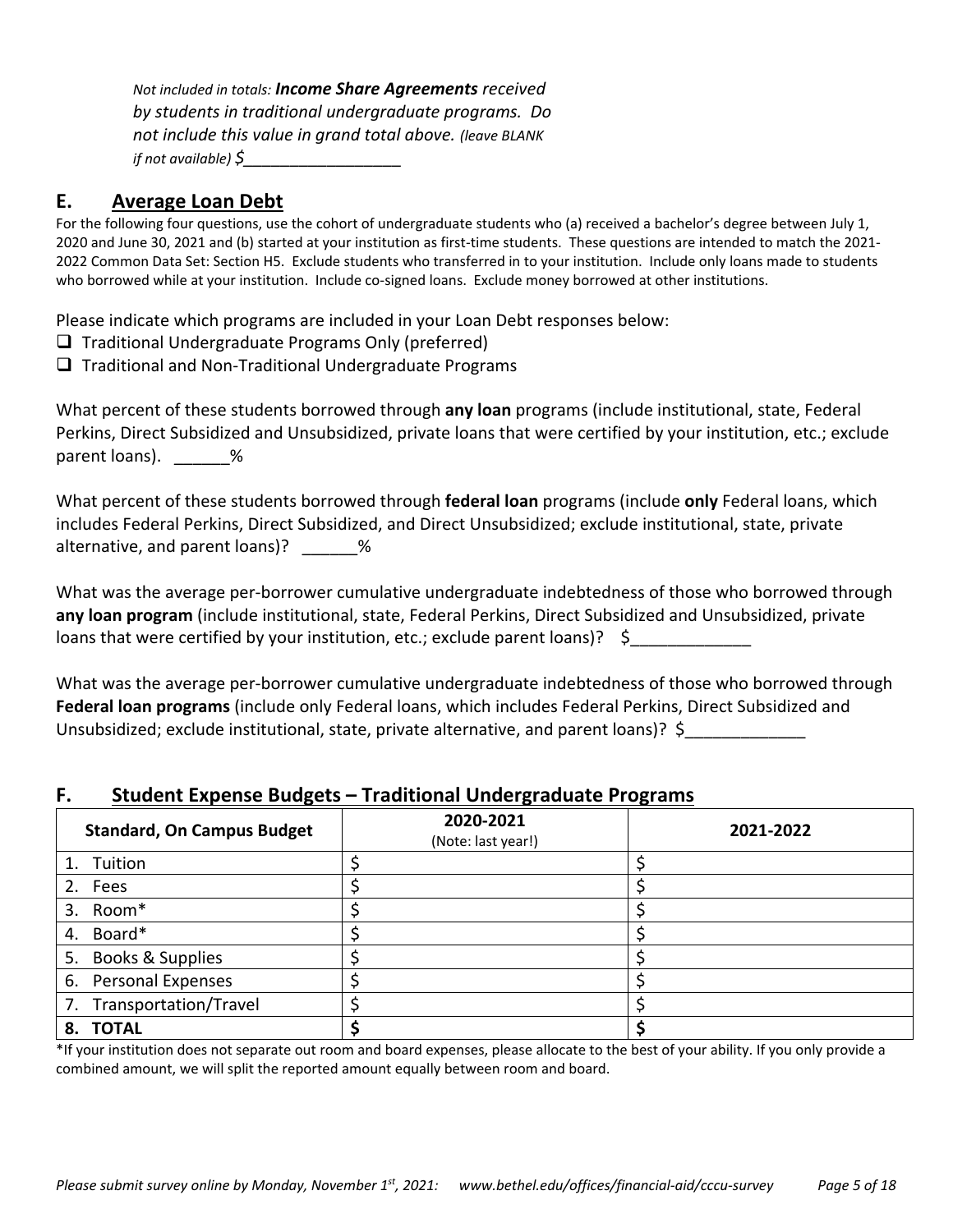*Not included in totals:* ***Income Share Agreements*** *received by students in traditional undergraduate programs. Do not include this value in grand total above. (leave BLANK if not available) $__________________*

## E. Average Loan Debt

For the following four questions, use the cohort of undergraduate students who (a) received a bachelor's degree between July 1, 2020 and June 30, 2021 and (b) started at your institution as first-time students. These questions are intended to match the 2021-2022 Common Data Set: Section H5. Exclude students who transferred in to your institution. Include only loans made to students who borrowed while at your institution. Include co-signed loans. Exclude money borrowed at other institutions.

Please indicate which programs are included in your Loan Debt responses below:

- ❑ Traditional Undergraduate Programs Only (preferred)
- ❑ Traditional and Non-Traditional Undergraduate Programs

What percent of these students borrowed through **any loan** programs (include institutional, state, Federal Perkins, Direct Subsidized and Unsubsidized, private loans that were certified by your institution, etc.; exclude parent loans). ______%

What percent of these students borrowed through **federal loan** programs (include **only** Federal loans, which includes Federal Perkins, Direct Subsidized, and Direct Unsubsidized; exclude institutional, state, private alternative, and parent loans)? ______%

What was the average per-borrower cumulative undergraduate indebtedness of those who borrowed through **any loan program** (include institutional, state, Federal Perkins, Direct Subsidized and Unsubsidized, private loans that were certified by your institution, etc.; exclude parent loans)? $_____________

What was the average per-borrower cumulative undergraduate indebtedness of those who borrowed through **Federal loan programs** (include only Federal loans, which includes Federal Perkins, Direct Subsidized and Unsubsidized; exclude institutional, state, private alternative, and parent loans)? $_____________

## F. Student Expense Budgets – Traditional Undergraduate Programs

| Standard, On Campus Budget | 2020-2021 (Note: last year!) | 2021-2022 |
|---|---|---|
| 1. Tuition | $ | $ |
| 2. Fees | $ | $ |
| 3. Room* | $ | $ |
| 4. Board* | $ | $ |
| 5. Books & Supplies | $ | $ |
| 6. Personal Expenses | $ | $ |
| 7. Transportation/Travel | $ | $ |
| **8. TOTAL** | **$** | **$** |

*If your institution does not separate out room and board expenses, please allocate to the best of your ability. If you only provide a combined amount, we will split the reported amount equally between room and board.

*Please submit survey online by Monday, November 1st, 2021: www.bethel.edu/offices/financial-aid/cccu-survey*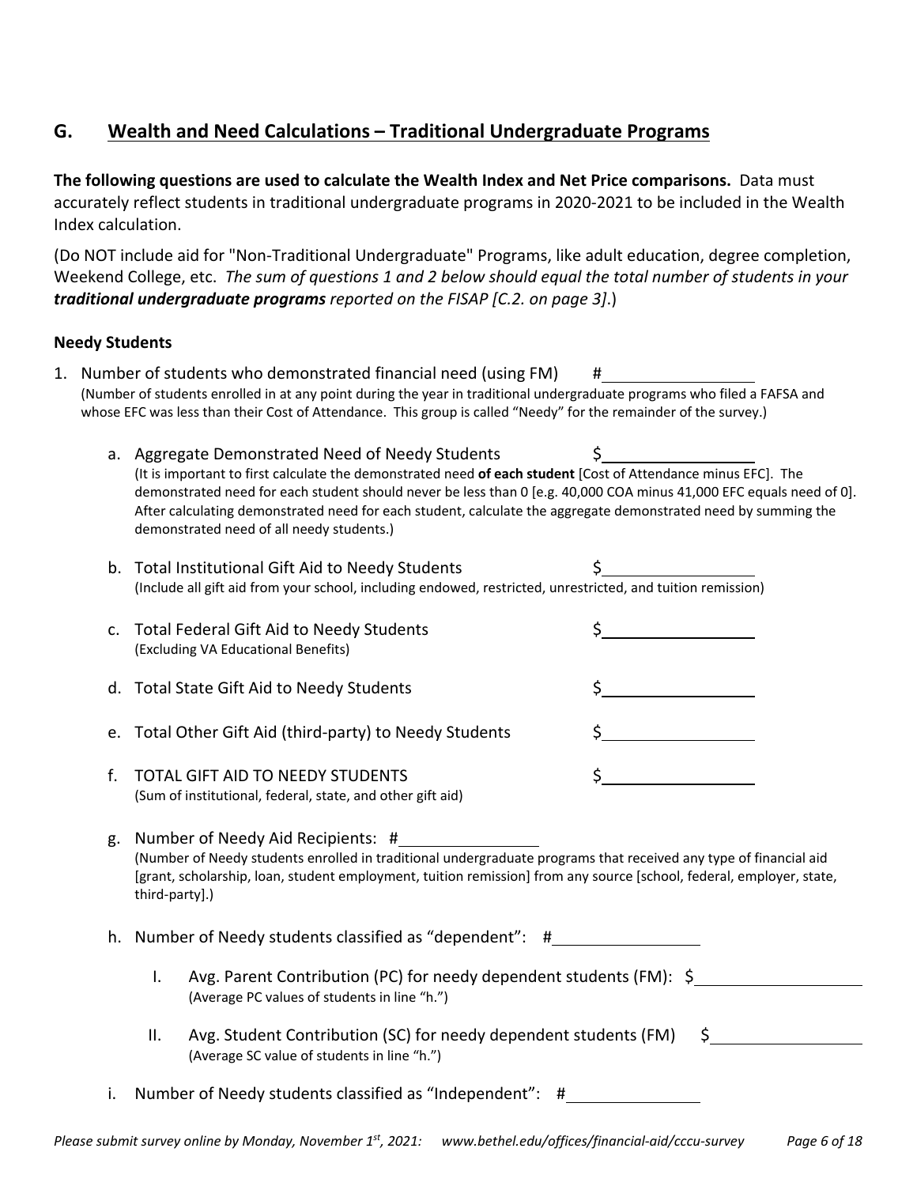## G. Wealth and Need Calculations – Traditional Undergraduate Programs

**The following questions are used to calculate the Wealth Index and Net Price comparisons.** Data must accurately reflect students in traditional undergraduate programs in 2020-2021 to be included in the Wealth Index calculation.

(Do NOT include aid for "Non-Traditional Undergraduate" Programs, like adult education, degree completion, Weekend College, etc. *The sum of questions 1 and 2 below should equal the total number of students in your **traditional undergraduate programs** reported on the FISAP [C.2. on page 3]*.)

### Needy Students

1. Number of students who demonstrated financial need (using FM) #\_\_\_\_\_\_\_\_\_\_\_\_\_\_\_\_
   (Number of students enrolled in at any point during the year in traditional undergraduate programs who filed a FAFSA and whose EFC was less than their Cost of Attendance. This group is called "Needy" for the remainder of the survey.)

   a. Aggregate Demonstrated Need of Needy Students $\_\_\_\_\_\_\_\_\_\_\_\_\_\_\_\_
   (It is important to first calculate the demonstrated need **of each student** [Cost of Attendance minus EFC]. The demonstrated need for each student should never be less than 0 [e.g. 40,000 COA minus 41,000 EFC equals need of 0]. After calculating demonstrated need for each student, calculate the aggregate demonstrated need by summing the demonstrated need of all needy students.)

   b. Total Institutional Gift Aid to Needy Students $\_\_\_\_\_\_\_\_\_\_\_\_\_\_\_\_
   (Include all gift aid from your school, including endowed, restricted, unrestricted, and tuition remission)

   c. Total Federal Gift Aid to Needy Students $\_\_\_\_\_\_\_\_\_\_\_\_\_\_\_\_
   (Excluding VA Educational Benefits)

   d. Total State Gift Aid to Needy Students $\_\_\_\_\_\_\_\_\_\_\_\_\_\_\_\_

   e. Total Other Gift Aid (third-party) to Needy Students $\_\_\_\_\_\_\_\_\_\_\_\_\_\_\_\_

   f. TOTAL GIFT AID TO NEEDY STUDENTS $\_\_\_\_\_\_\_\_\_\_\_\_\_\_\_\_
   (Sum of institutional, federal, state, and other gift aid)

   g. Number of Needy Aid Recipients: #\_\_\_\_\_\_\_\_\_\_\_\_\_\_\_\_
   (Number of Needy students enrolled in traditional undergraduate programs that received any type of financial aid [grant, scholarship, loan, student employment, tuition remission] from any source [school, federal, employer, state, third-party].)

   h. Number of Needy students classified as "dependent": #\_\_\_\_\_\_\_\_\_\_\_\_\_\_\_\_

      I. Avg. Parent Contribution (PC) for needy dependent students (FM): $\_\_\_\_\_\_\_\_\_\_\_\_\_\_\_\_
      (Average PC values of students in line "h.")

      II. Avg. Student Contribution (SC) for needy dependent students (FM) $\_\_\_\_\_\_\_\_\_\_\_\_\_\_\_\_
      (Average SC value of students in line "h.")

   i. Number of Needy students classified as "Independent": #\_\_\_\_\_\_\_\_\_\_\_\_\_\_\_\_

*Please submit survey online by Monday, November 1st, 2021: www.bethel.edu/offices/financial-aid/cccu-survey*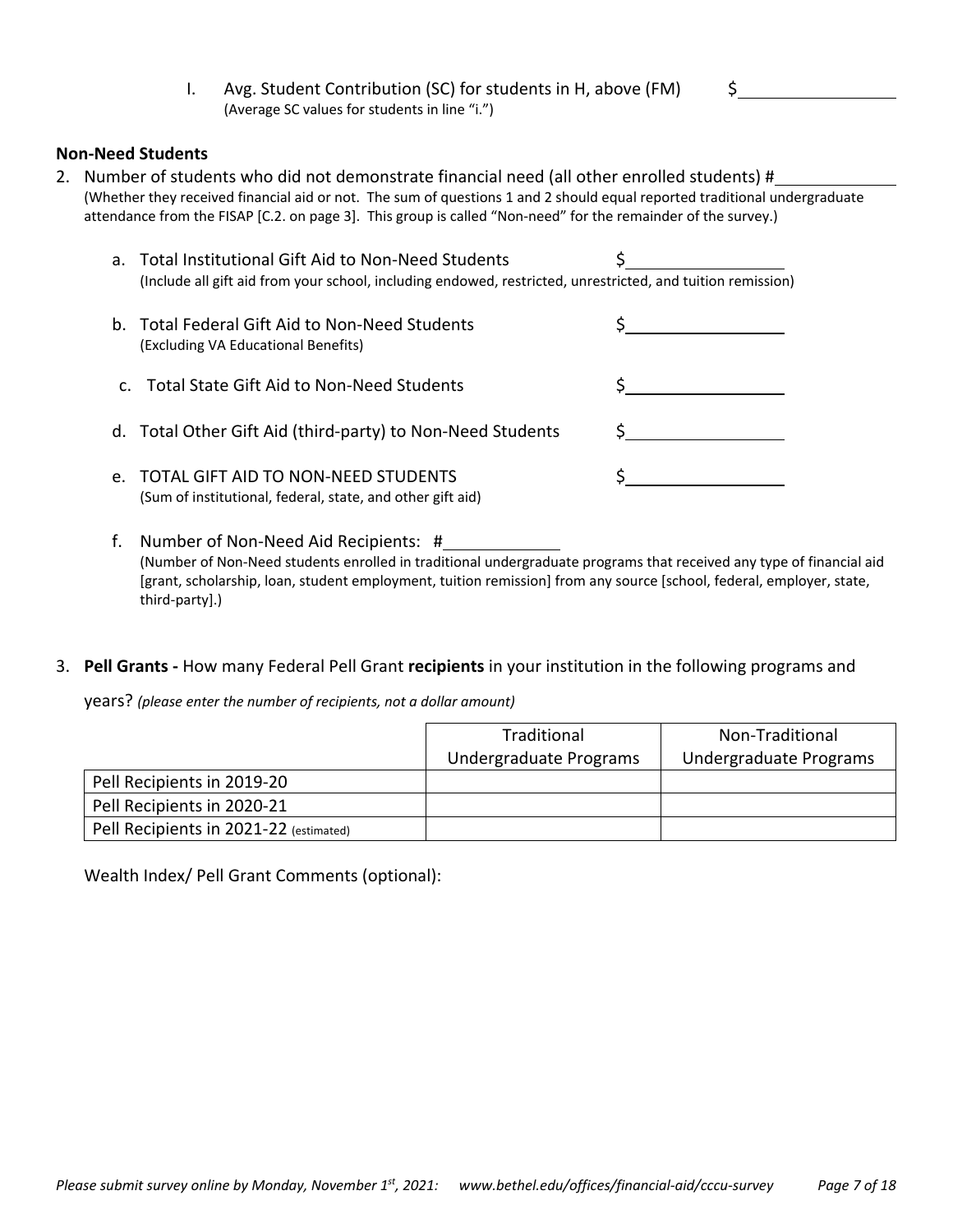I. Avg. Student Contribution (SC) for students in H, above (FM) $\$$________
(Average SC values for students in line "i.")

**Non-Need Students**

2. Number of students who did not demonstrate financial need (all other enrolled students) #________
(Whether they received financial aid or not. The sum of questions 1 and 2 should equal reported traditional undergraduate attendance from the FISAP [C.2. on page 3]. This group is called "Non-need" for the remainder of the survey.)

   a. Total Institutional Gift Aid to Non-Need Students $\$$________
   (Include all gift aid from your school, including endowed, restricted, unrestricted, and tuition remission)

   b. Total Federal Gift Aid to Non-Need Students $\$$________
   (Excluding VA Educational Benefits)

   c. Total State Gift Aid to Non-Need Students $\$$________

   d. Total Other Gift Aid (third-party) to Non-Need Students $\$$________

   e. TOTAL GIFT AID TO NON-NEED STUDENTS $\$$________
   (Sum of institutional, federal, state, and other gift aid)

   f. Number of Non-Need Aid Recipients: #________
   (Number of Non-Need students enrolled in traditional undergraduate programs that received any type of financial aid [grant, scholarship, loan, student employment, tuition remission] from any source [school, federal, employer, state, third-party].)

3. **Pell Grants -** How many Federal Pell Grant **recipients** in your institution in the following programs and years? *(please enter the number of recipients, not a dollar amount)*

| | Traditional Undergraduate Programs | Non-Traditional Undergraduate Programs |
|---|---|---|
| Pell Recipients in 2019-20 | | |
| Pell Recipients in 2020-21 | | |
| Pell Recipients in 2021-22 (estimated) | | |

Wealth Index/ Pell Grant Comments (optional):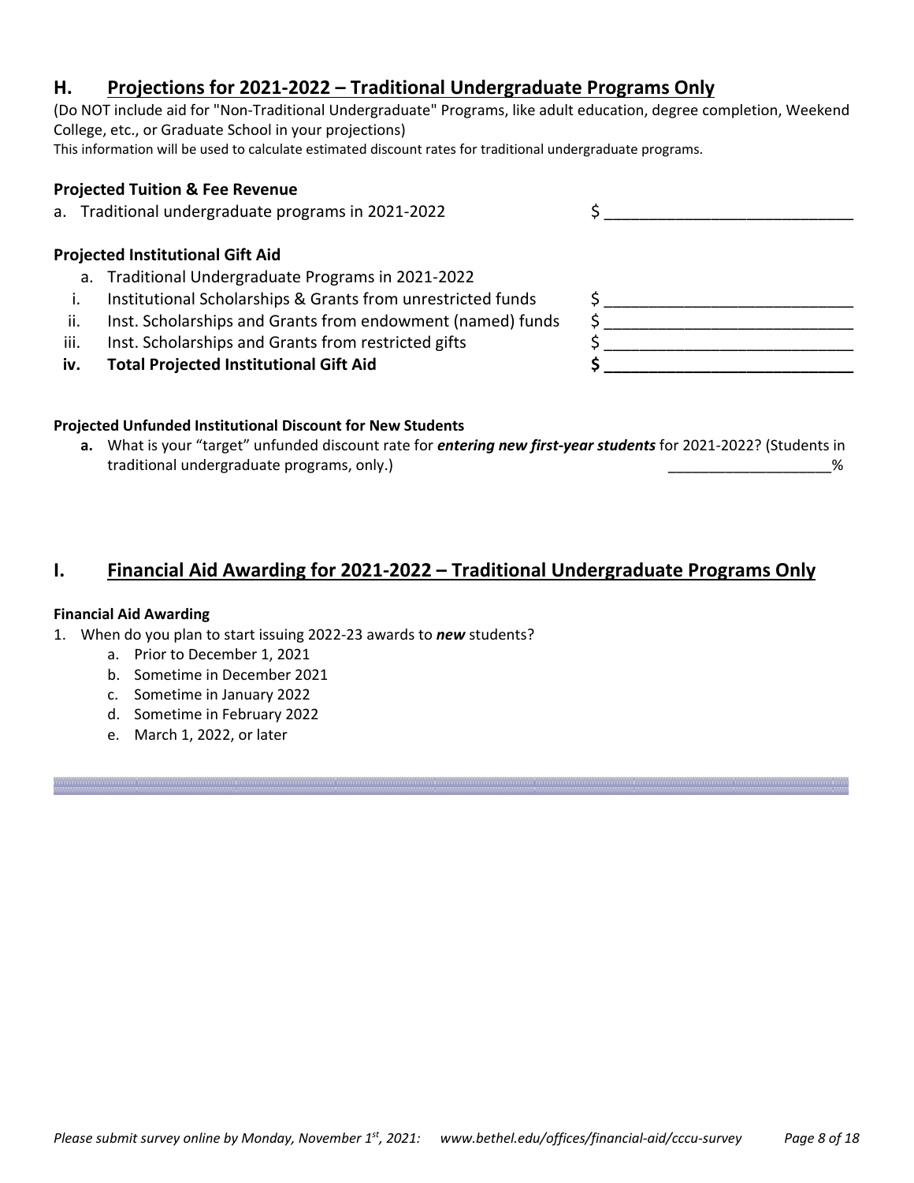## H. Projections for 2021-2022 – Traditional Undergraduate Programs Only

(Do NOT include aid for "Non-Traditional Undergraduate" Programs, like adult education, degree completion, Weekend College, etc., or Graduate School in your projections)

This information will be used to calculate estimated discount rates for traditional undergraduate programs.

**Projected Tuition & Fee Revenue**

a. Traditional undergraduate programs in 2021-2022 $ ____________________________

**Projected Institutional Gift Aid**

a. Traditional Undergraduate Programs in 2021-2022

i. Institutional Scholarships & Grants from unrestricted funds $ ____________________________

ii. Inst. Scholarships and Grants from endowment (named) funds $ ____________________________

iii. Inst. Scholarships and Grants from restricted gifts $ ____________________________

**iv. Total Projected Institutional Gift Aid $ ____________________________**

**Projected Unfunded Institutional Discount for New Students**

**a.** What is your "target" unfunded discount rate for ***entering new first-year students*** for 2021-2022? (Students in traditional undergraduate programs, only.) ____________________%

## I. Financial Aid Awarding for 2021-2022 – Traditional Undergraduate Programs Only

**Financial Aid Awarding**

1. When do you plan to start issuing 2022-23 awards to ***new*** students?
   a. Prior to December 1, 2021
   b. Sometime in December 2021
   c. Sometime in January 2022
   d. Sometime in February 2022
   e. March 1, 2022, or later

*Please submit survey online by Monday, November 1st, 2021: www.bethel.edu/offices/financial-aid/cccu-survey*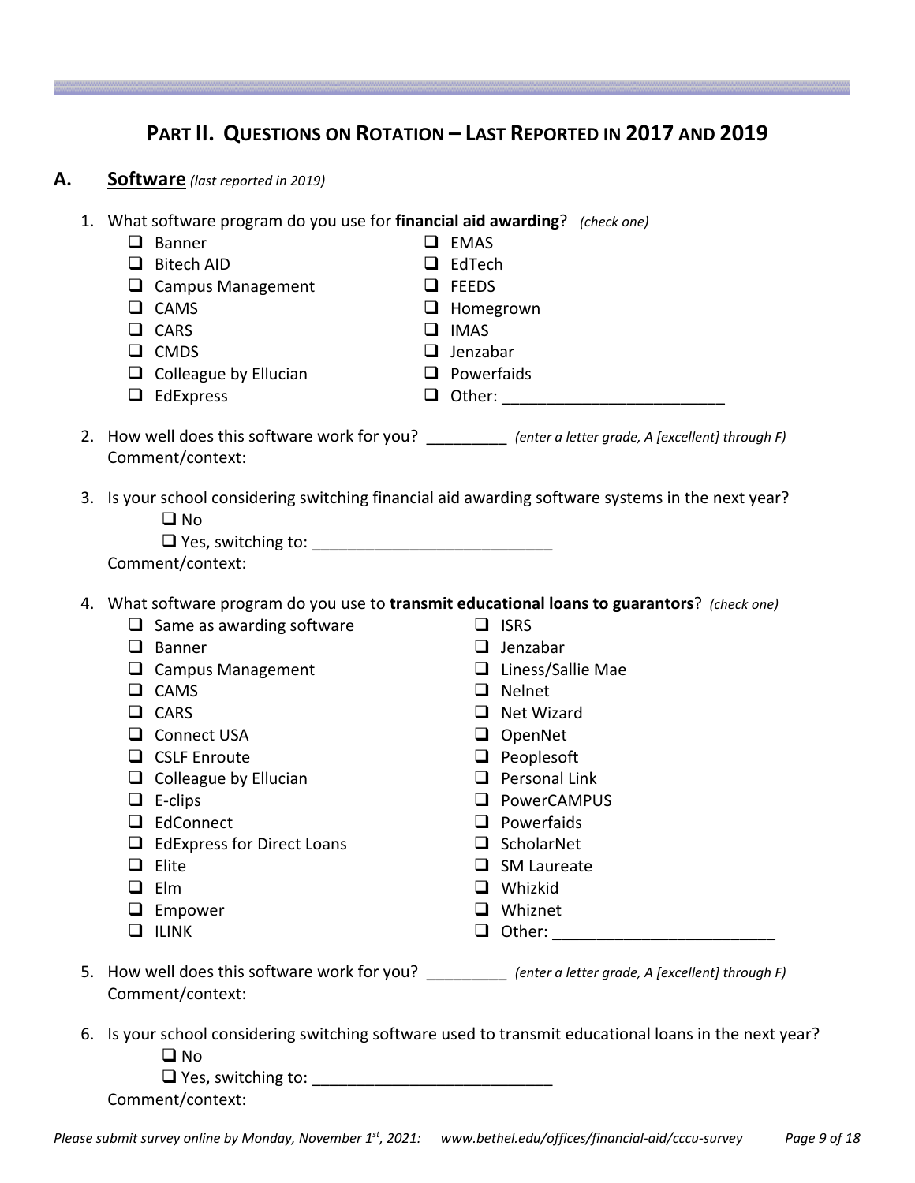## PART II. QUESTIONS ON ROTATION – LAST REPORTED IN 2017 AND 2019

### A. Software *(last reported in 2019)*

1. What software program do you use for **financial aid awarding**? *(check one)*
   - ❑ Banner
   - ❑ Bitech AID
   - ❑ Campus Management
   - ❑ CAMS
   - ❑ CARS
   - ❑ CMDS
   - ❑ Colleague by Ellucian
   - ❑ EdExpress
   - ❑ EMAS
   - ❑ EdTech
   - ❑ FEEDS
   - ❑ Homegrown
   - ❑ IMAS
   - ❑ Jenzabar
   - ❑ Powerfaids
   - ❑ Other: ________________________

2. How well does this software work for you? _________ *(enter a letter grade, A [excellent] through F)*
   Comment/context:

3. Is your school considering switching financial aid awarding software systems in the next year?
   - ❑ No
   - ❑ Yes, switching to: ___________________________

   Comment/context:

4. What software program do you use to **transmit educational loans to guarantors**? *(check one)*
   - ❑ Same as awarding software
   - ❑ Banner
   - ❑ Campus Management
   - ❑ CAMS
   - ❑ CARS
   - ❑ Connect USA
   - ❑ CSLF Enroute
   - ❑ Colleague by Ellucian
   - ❑ E-clips
   - ❑ EdConnect
   - ❑ EdExpress for Direct Loans
   - ❑ Elite
   - ❑ Elm
   - ❑ Empower
   - ❑ ILINK
   - ❑ ISRS
   - ❑ Jenzabar
   - ❑ Liness/Sallie Mae
   - ❑ Nelnet
   - ❑ Net Wizard
   - ❑ OpenNet
   - ❑ Peoplesoft
   - ❑ Personal Link
   - ❑ PowerCAMPUS
   - ❑ Powerfaids
   - ❑ ScholarNet
   - ❑ SM Laureate
   - ❑ Whizkid
   - ❑ Whiznet
   - ❑ Other: ________________________

5. How well does this software work for you? _________ *(enter a letter grade, A [excellent] through F)*
   Comment/context:

6. Is your school considering switching software used to transmit educational loans in the next year?
   - ❑ No
   - ❑ Yes, switching to: ___________________________

   Comment/context:

*Please submit survey online by Monday, November 1st, 2021: www.bethel.edu/offices/financial-aid/cccu-survey*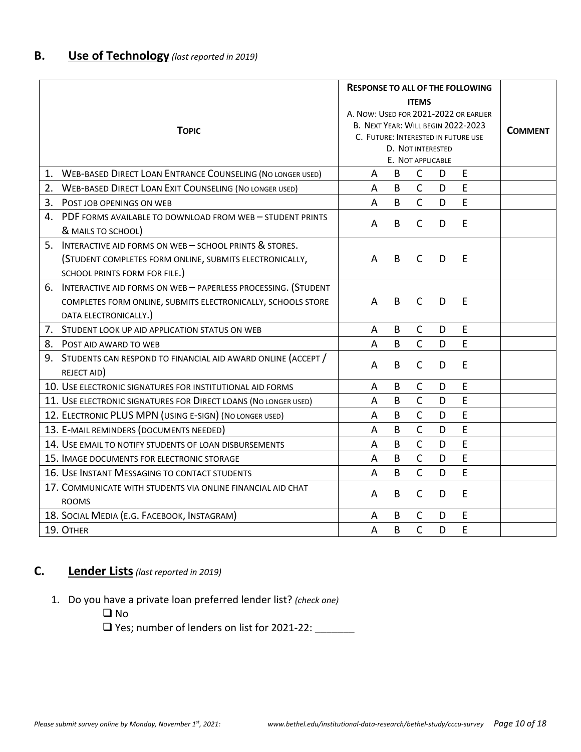## B. Use of Technology *(last reported in 2019)*

| Topic | Response to all of the following items<br>A. Now: Used for 2021-2022 or earlier<br>B. Next Year: Will begin 2022-2023<br>C. Future: Interested in future use<br>D. Not interested<br>E. Not applicable | Comment |
|---|---|---|
| 1. Web-based Direct Loan Entrance Counseling (No longer used) | A B C D E | |
| 2. Web-based Direct Loan Exit Counseling (No longer used) | A B C D E | |
| 3. Post job openings on web | A B C D E | |
| 4. PDF forms available to download from web – student prints & mails to school) | A B C D E | |
| 5. Interactive aid forms on web – school prints & stores. (Student completes form online, submits electronically, school prints form for file.) | A B C D E | |
| 6. Interactive aid forms on web – paperless processing. (Student completes form online, submits electronically, schools store data electronically.) | A B C D E | |
| 7. Student look up aid application status on web | A B C D E | |
| 8. Post aid award to web | A B C D E | |
| 9. Students can respond to financial aid award online (accept / reject aid) | A B C D E | |
| 10. Use electronic signatures for institutional aid forms | A B C D E | |
| 11. Use electronic signatures for Direct loans (No longer used) | A B C D E | |
| 12. Electronic PLUS MPN (using e-sign) (No longer used) | A B C D E | |
| 13. E-mail reminders (documents needed) | A B C D E | |
| 14. Use email to notify students of loan disbursements | A B C D E | |
| 15. Image documents for electronic storage | A B C D E | |
| 16. Use Instant Messaging to contact students | A B C D E | |
| 17. Communicate with students via online financial aid chat rooms | A B C D E | |
| 18. Social Media (e.g. Facebook, Instagram) | A B C D E | |
| 19. Other | A B C D E | |

## C. Lender Lists *(last reported in 2019)*

1. Do you have a private loan preferred lender list? *(check one)*
   - ❑ No
   - ❑ Yes; number of lenders on list for 2021-22: _______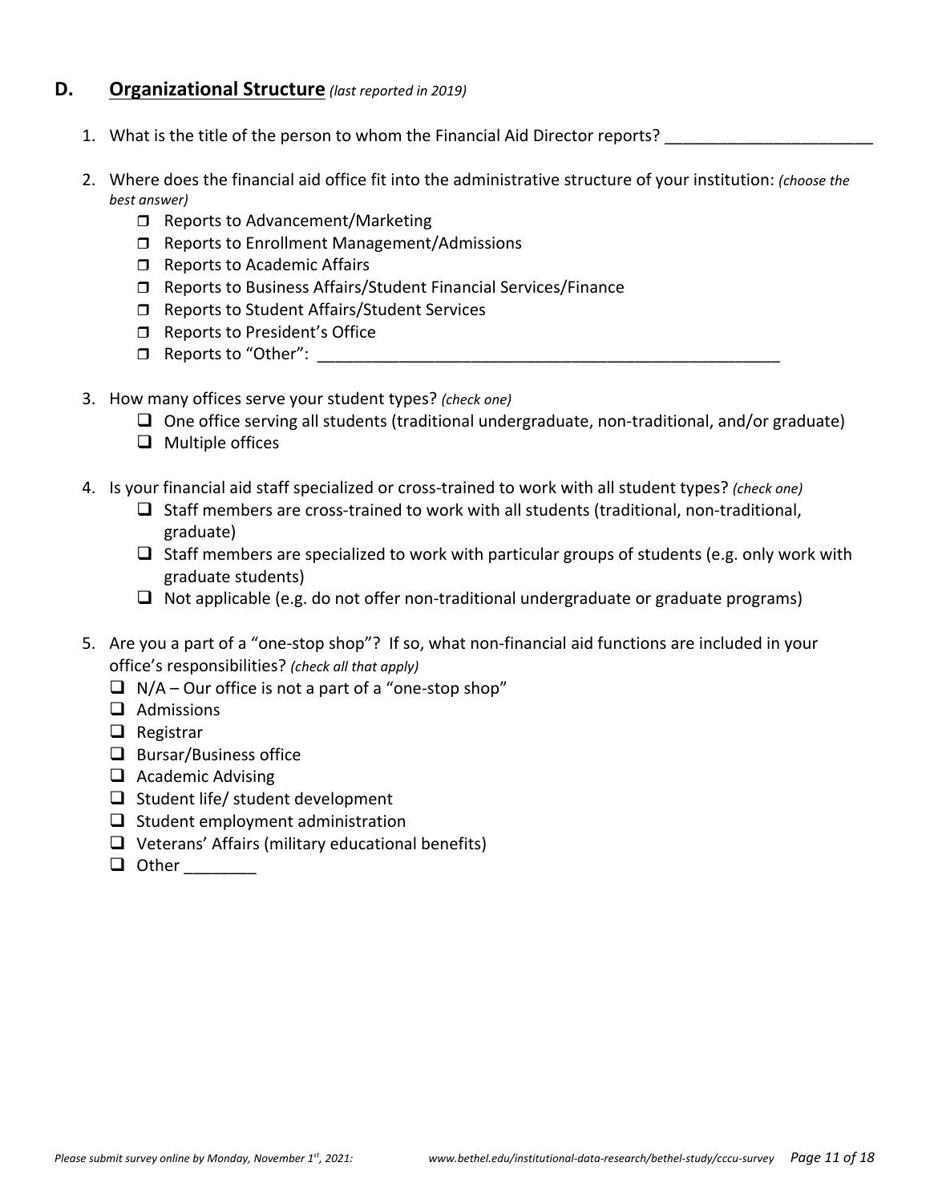## D. Organizational Structure *(last reported in 2019)*

1. What is the title of the person to whom the Financial Aid Director reports? ______________________

2. Where does the financial aid office fit into the administrative structure of your institution: *(choose the best answer)*
   - ☐ Reports to Advancement/Marketing
   - ☐ Reports to Enrollment Management/Admissions
   - ☐ Reports to Academic Affairs
   - ☐ Reports to Business Affairs/Student Financial Services/Finance
   - ☐ Reports to Student Affairs/Student Services
   - ☐ Reports to President's Office
   - ☐ Reports to "Other": ____________________________________________________

3. How many offices serve your student types? *(check one)*
   - ☐ One office serving all students (traditional undergraduate, non-traditional, and/or graduate)
   - ☐ Multiple offices

4. Is your financial aid staff specialized or cross-trained to work with all student types? *(check one)*
   - ☐ Staff members are cross-trained to work with all students (traditional, non-traditional, graduate)
   - ☐ Staff members are specialized to work with particular groups of students (e.g. only work with graduate students)
   - ☐ Not applicable (e.g. do not offer non-traditional undergraduate or graduate programs)

5. Are you a part of a "one-stop shop"? If so, what non-financial aid functions are included in your office's responsibilities? *(check all that apply)*
   - ☐ N/A – Our office is not a part of a "one-stop shop"
   - ☐ Admissions
   - ☐ Registrar
   - ☐ Bursar/Business office
   - ☐ Academic Advising
   - ☐ Student life/ student development
   - ☐ Student employment administration
   - ☐ Veterans' Affairs (military educational benefits)
   - ☐ Other ________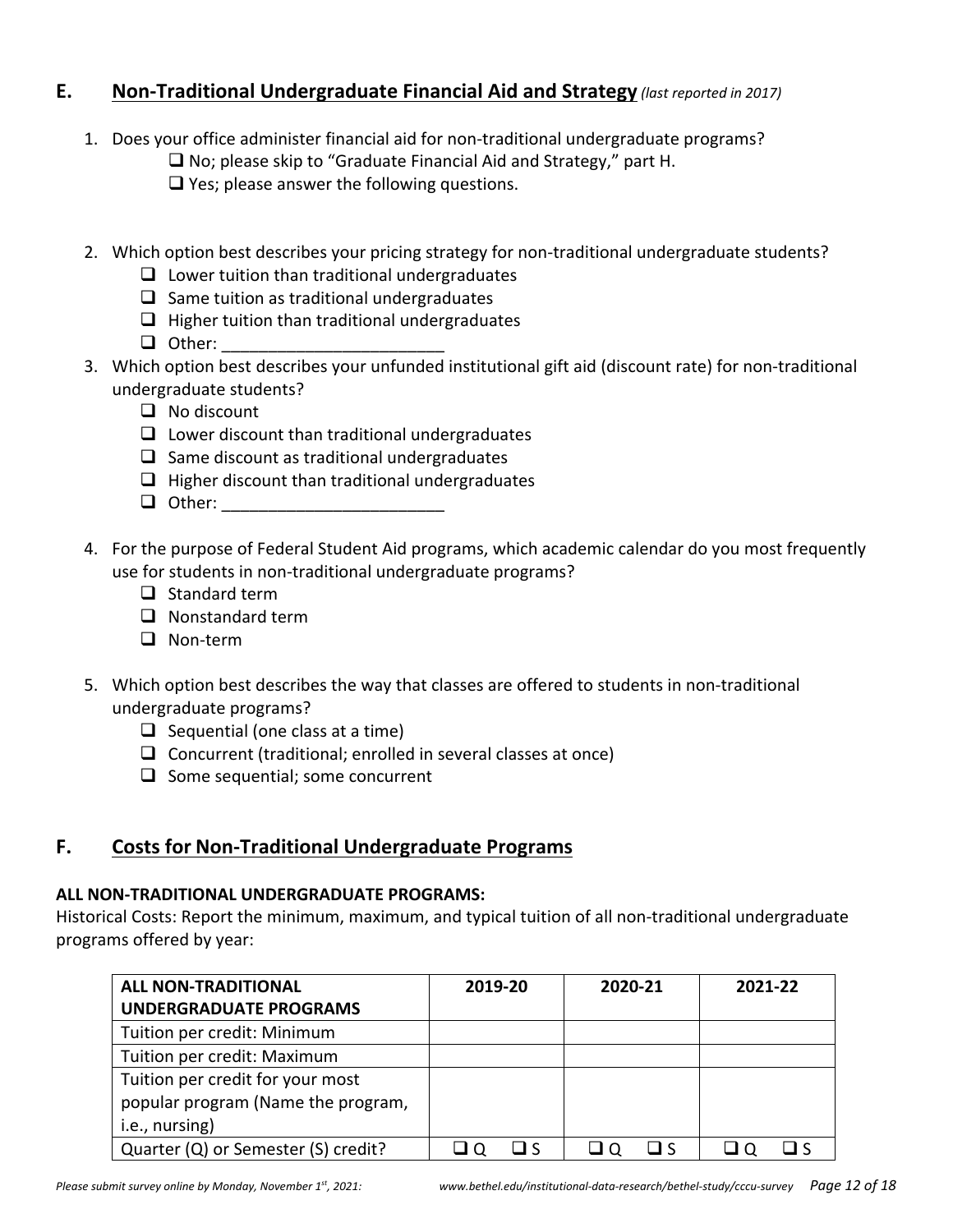## E. Non-Traditional Undergraduate Financial Aid and Strategy *(last reported in 2017)*

1. Does your office administer financial aid for non-traditional undergraduate programs?
   - ❑ No; please skip to "Graduate Financial Aid and Strategy," part H.
   - ❑ Yes; please answer the following questions.

2. Which option best describes your pricing strategy for non-traditional undergraduate students?
   - ❑ Lower tuition than traditional undergraduates
   - ❑ Same tuition as traditional undergraduates
   - ❑ Higher tuition than traditional undergraduates
   - ❑ Other: ________________________

3. Which option best describes your unfunded institutional gift aid (discount rate) for non-traditional undergraduate students?
   - ❑ No discount
   - ❑ Lower discount than traditional undergraduates
   - ❑ Same discount as traditional undergraduates
   - ❑ Higher discount than traditional undergraduates
   - ❑ Other: ________________________

4. For the purpose of Federal Student Aid programs, which academic calendar do you most frequently use for students in non-traditional undergraduate programs?
   - ❑ Standard term
   - ❑ Nonstandard term
   - ❑ Non-term

5. Which option best describes the way that classes are offered to students in non-traditional undergraduate programs?
   - ❑ Sequential (one class at a time)
   - ❑ Concurrent (traditional; enrolled in several classes at once)
   - ❑ Some sequential; some concurrent

## F. Costs for Non-Traditional Undergraduate Programs

**ALL NON-TRADITIONAL UNDERGRADUATE PROGRAMS:**

Historical Costs: Report the minimum, maximum, and typical tuition of all non-traditional undergraduate programs offered by year:

| ALL NON-TRADITIONAL UNDERGRADUATE PROGRAMS | 2019-20 | 2020-21 | 2021-22 |
|---|---|---|---|
| Tuition per credit: Minimum | | | |
| Tuition per credit: Maximum | | | |
| Tuition per credit for your most popular program (Name the program, i.e., nursing) | | | |
| Quarter (Q) or Semester (S) credit? | ❑ Q ❑ S | ❑ Q ❑ S | ❑ Q ❑ S |

*Please submit survey online by Monday, November 1st, 2021:* www.bethel.edu/institutional-data-research/bethel-study/cccu-survey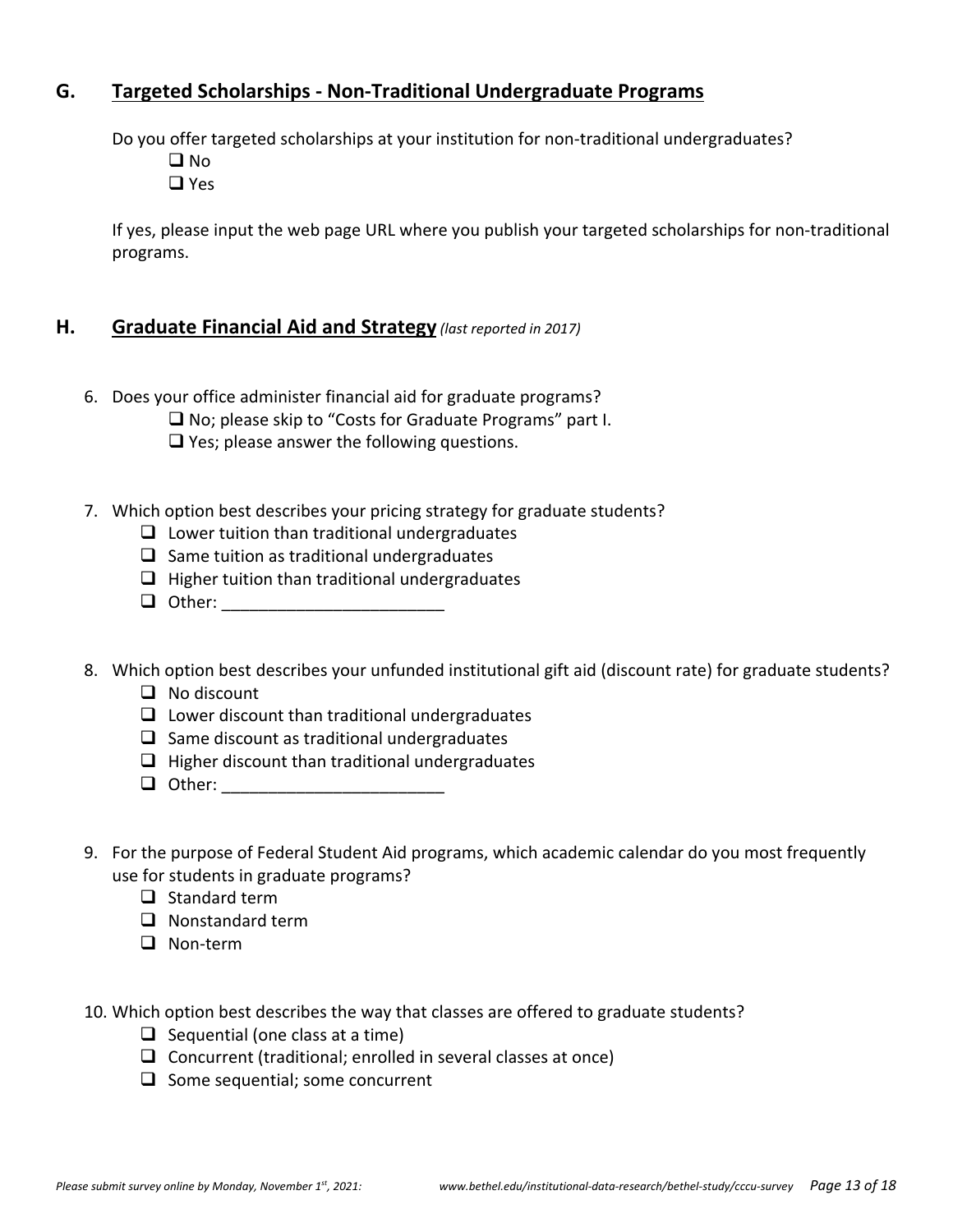## G. Targeted Scholarships - Non-Traditional Undergraduate Programs

Do you offer targeted scholarships at your institution for non-traditional undergraduates?

- ❑ No
- ❑ Yes

If yes, please input the web page URL where you publish your targeted scholarships for non-traditional programs.

## H. Graduate Financial Aid and Strategy *(last reported in 2017)*

6. Does your office administer financial aid for graduate programs?
   - ❑ No; please skip to "Costs for Graduate Programs" part I.
   - ❑ Yes; please answer the following questions.

7. Which option best describes your pricing strategy for graduate students?
   - ❑ Lower tuition than traditional undergraduates
   - ❑ Same tuition as traditional undergraduates
   - ❑ Higher tuition than traditional undergraduates
   - ❑ Other: ________________________

8. Which option best describes your unfunded institutional gift aid (discount rate) for graduate students?
   - ❑ No discount
   - ❑ Lower discount than traditional undergraduates
   - ❑ Same discount as traditional undergraduates
   - ❑ Higher discount than traditional undergraduates
   - ❑ Other: ________________________

9. For the purpose of Federal Student Aid programs, which academic calendar do you most frequently use for students in graduate programs?
   - ❑ Standard term
   - ❑ Nonstandard term
   - ❑ Non-term

10. Which option best describes the way that classes are offered to graduate students?
    - ❑ Sequential (one class at a time)
    - ❑ Concurrent (traditional; enrolled in several classes at once)
    - ❑ Some sequential; some concurrent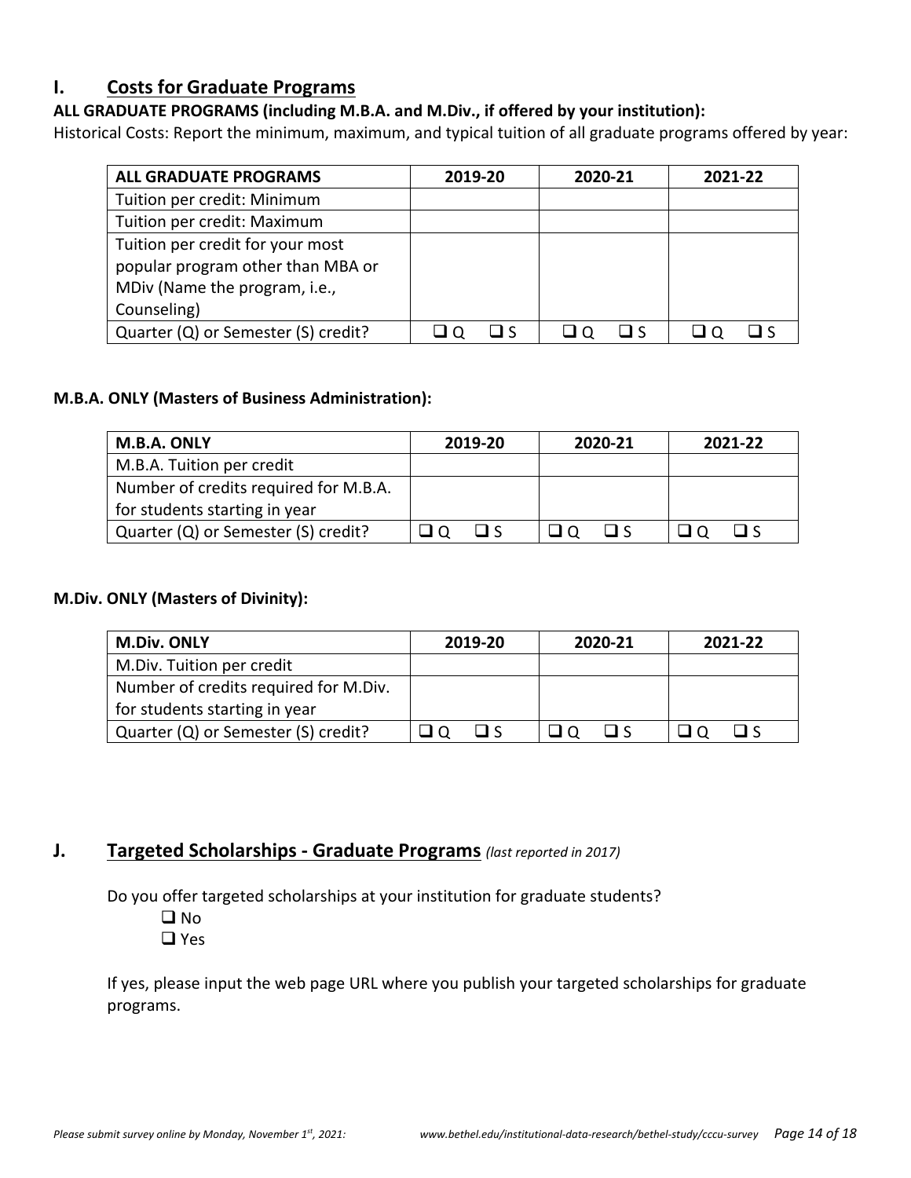## I. Costs for Graduate Programs

**ALL GRADUATE PROGRAMS (including M.B.A. and M.Div., if offered by your institution):**

Historical Costs: Report the minimum, maximum, and typical tuition of all graduate programs offered by year:

| ALL GRADUATE PROGRAMS | 2019-20 | 2020-21 | 2021-22 |
|---|---|---|---|
| Tuition per credit: Minimum | | | |
| Tuition per credit: Maximum | | | |
| Tuition per credit for your most popular program other than MBA or MDiv (Name the program, i.e., Counseling) | | | |
| Quarter (Q) or Semester (S) credit? | ❑ Q ❑ S | ❑ Q ❑ S | ❑ Q ❑ S |

**M.B.A. ONLY (Masters of Business Administration):**

| M.B.A. ONLY | 2019-20 | 2020-21 | 2021-22 |
|---|---|---|---|
| M.B.A. Tuition per credit | | | |
| Number of credits required for M.B.A. for students starting in year | | | |
| Quarter (Q) or Semester (S) credit? | ❑ Q ❑ S | ❑ Q ❑ S | ❑ Q ❑ S |

**M.Div. ONLY (Masters of Divinity):**

| M.Div. ONLY | 2019-20 | 2020-21 | 2021-22 |
|---|---|---|---|
| M.Div. Tuition per credit | | | |
| Number of credits required for M.Div. for students starting in year | | | |
| Quarter (Q) or Semester (S) credit? | ❑ Q ❑ S | ❑ Q ❑ S | ❑ Q ❑ S |

## J. Targeted Scholarships - Graduate Programs *(last reported in 2017)*

Do you offer targeted scholarships at your institution for graduate students?

❑ No
❑ Yes

If yes, please input the web page URL where you publish your targeted scholarships for graduate programs.

*Please submit survey online by Monday, November 1st, 2021:* *www.bethel.edu/institutional-data-research/bethel-study/cccu-survey*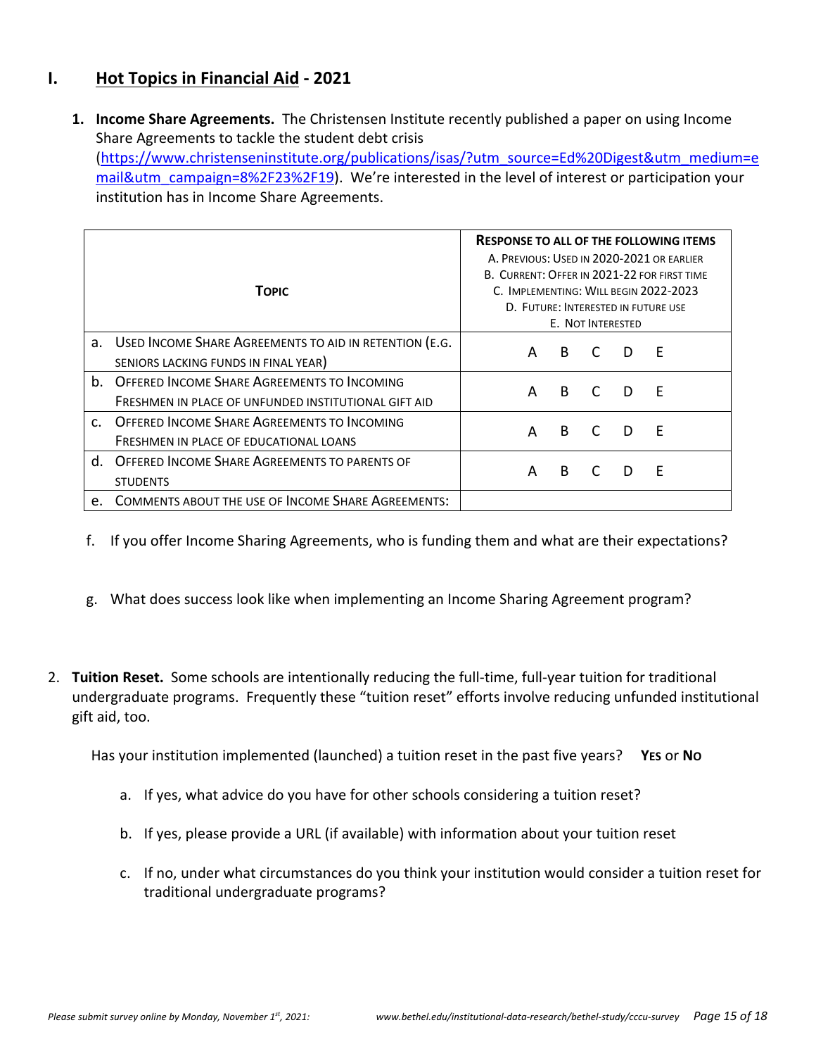## I. Hot Topics in Financial Aid - 2021

1. **Income Share Agreements.** The Christensen Institute recently published a paper on using Income Share Agreements to tackle the student debt crisis ([https://www.christenseninstitute.org/publications/isas/?utm_source=Ed%20Digest&utm_medium=email&utm_campaign=8%2F23%2F19](https://www.christenseninstitute.org/publications/isas/?utm_source=Ed%20Digest&utm_medium=email&utm_campaign=8%2F23%2F19)). We're interested in the level of interest or participation your institution has in Income Share Agreements.

| Topic | Response to all of the following items<br>A. Previous: Used in 2020-2021 or earlier<br>B. Current: Offer in 2021-22 for first time<br>C. Implementing: Will begin 2022-2023<br>D. Future: Interested in future use<br>E. Not Interested |
|---|---|
| a. Used Income Share Agreements to aid in retention (e.g. seniors lacking funds in final year) | A B C D E |
| b. Offered Income Share Agreements to Incoming Freshmen in place of unfunded institutional gift aid | A B C D E |
| c. Offered Income Share Agreements to Incoming Freshmen in place of educational loans | A B C D E |
| d. Offered Income Share Agreements to parents of students | A B C D E |
| e. Comments about the use of Income Share Agreements: | |

f. If you offer Income Sharing Agreements, who is funding them and what are their expectations?

g. What does success look like when implementing an Income Sharing Agreement program?

2. **Tuition Reset.** Some schools are intentionally reducing the full-time, full-year tuition for traditional undergraduate programs. Frequently these "tuition reset" efforts involve reducing unfunded institutional gift aid, too.

   Has your institution implemented (launched) a tuition reset in the past five years? **Yes** or **No**

   a. If yes, what advice do you have for other schools considering a tuition reset?

   b. If yes, please provide a URL (if available) with information about your tuition reset

   c. If no, under what circumstances do you think your institution would consider a tuition reset for traditional undergraduate programs?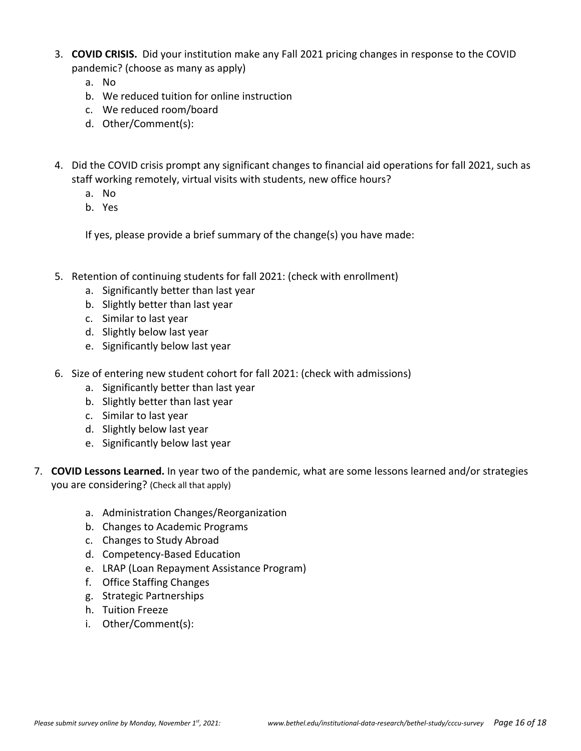3. **COVID CRISIS.** Did your institution make any Fall 2021 pricing changes in response to the COVID pandemic? (choose as many as apply)
   a. No
   b. We reduced tuition for online instruction
   c. We reduced room/board
   d. Other/Comment(s):

4. Did the COVID crisis prompt any significant changes to financial aid operations for fall 2021, such as staff working remotely, virtual visits with students, new office hours?
   a. No
   b. Yes

   If yes, please provide a brief summary of the change(s) you have made:

5. Retention of continuing students for fall 2021: (check with enrollment)
   a. Significantly better than last year
   b. Slightly better than last year
   c. Similar to last year
   d. Slightly below last year
   e. Significantly below last year

6. Size of entering new student cohort for fall 2021: (check with admissions)
   a. Significantly better than last year
   b. Slightly better than last year
   c. Similar to last year
   d. Slightly below last year
   e. Significantly below last year

7. **COVID Lessons Learned.** In year two of the pandemic, what are some lessons learned and/or strategies you are considering? (Check all that apply)

   a. Administration Changes/Reorganization
   b. Changes to Academic Programs
   c. Changes to Study Abroad
   d. Competency-Based Education
   e. LRAP (Loan Repayment Assistance Program)
   f. Office Staffing Changes
   g. Strategic Partnerships
   h. Tuition Freeze
   i. Other/Comment(s):

*Please submit survey online by Monday, November 1st, 2021:* *www.bethel.edu/institutional-data-research/bethel-study/cccu-survey*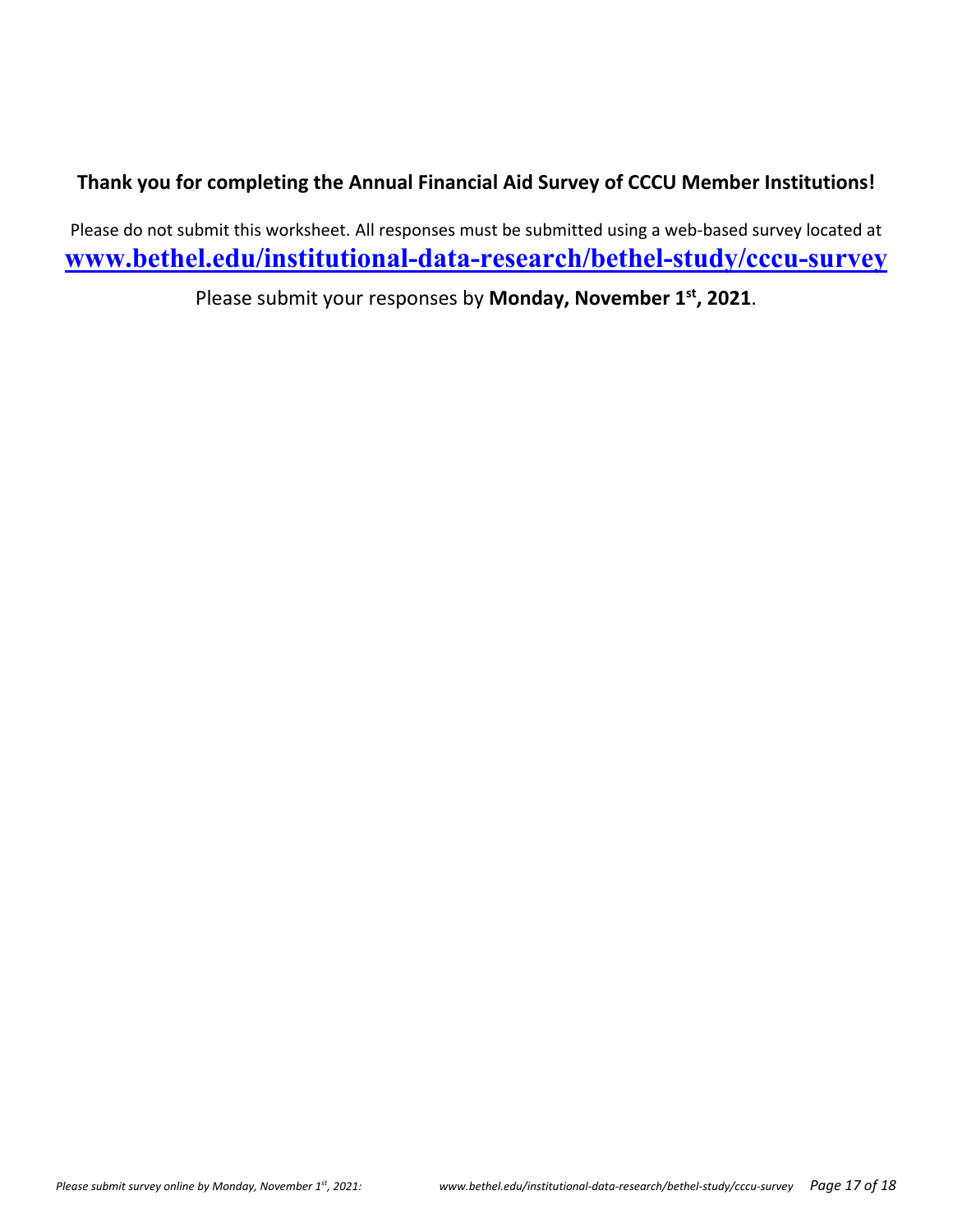**Thank you for completing the Annual Financial Aid Survey of CCCU Member Institutions!**

Please do not submit this worksheet. All responses must be submitted using a web-based survey located at **[www.bethel.edu/institutional-data-research/bethel-study/cccu-survey](http://www.bethel.edu/institutional-data-research/bethel-study/cccu-survey)**

Please submit your responses by **Monday, November 1st, 2021**.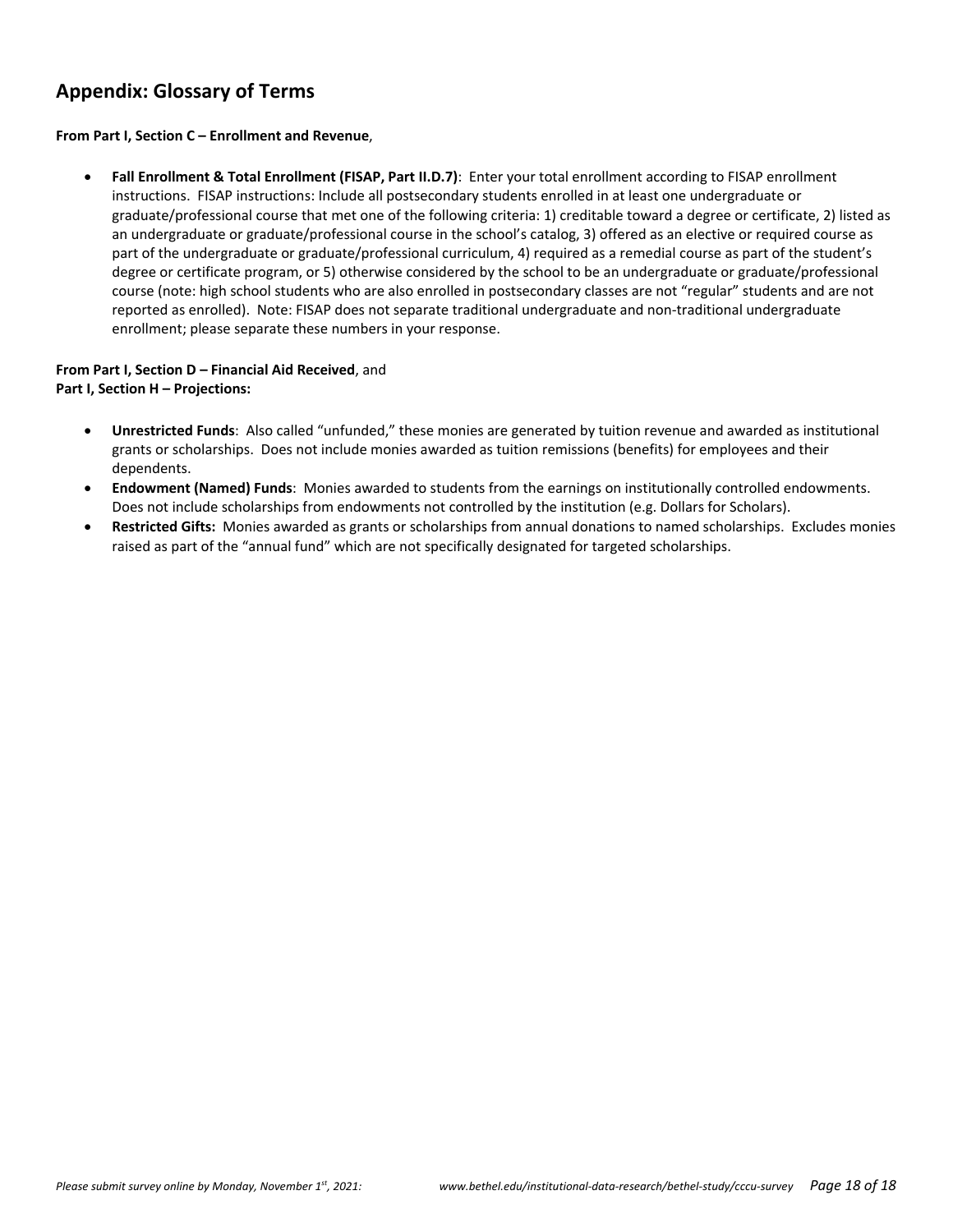## Appendix: Glossary of Terms

**From Part I, Section C – Enrollment and Revenue**,

- **Fall Enrollment & Total Enrollment (FISAP, Part II.D.7)**: Enter your total enrollment according to FISAP enrollment instructions. FISAP instructions: Include all postsecondary students enrolled in at least one undergraduate or graduate/professional course that met one of the following criteria: 1) creditable toward a degree or certificate, 2) listed as an undergraduate or graduate/professional course in the school's catalog, 3) offered as an elective or required course as part of the undergraduate or graduate/professional curriculum, 4) required as a remedial course as part of the student's degree or certificate program, or 5) otherwise considered by the school to be an undergraduate or graduate/professional course (note: high school students who are also enrolled in postsecondary classes are not "regular" students and are not reported as enrolled). Note: FISAP does not separate traditional undergraduate and non-traditional undergraduate enrollment; please separate these numbers in your response.

**From Part I, Section D – Financial Aid Received**, and
**Part I, Section H – Projections:**

- **Unrestricted Funds**: Also called "unfunded," these monies are generated by tuition revenue and awarded as institutional grants or scholarships. Does not include monies awarded as tuition remissions (benefits) for employees and their dependents.
- **Endowment (Named) Funds**: Monies awarded to students from the earnings on institutionally controlled endowments. Does not include scholarships from endowments not controlled by the institution (e.g. Dollars for Scholars).
- **Restricted Gifts:** Monies awarded as grants or scholarships from annual donations to named scholarships. Excludes monies raised as part of the "annual fund" which are not specifically designated for targeted scholarships.